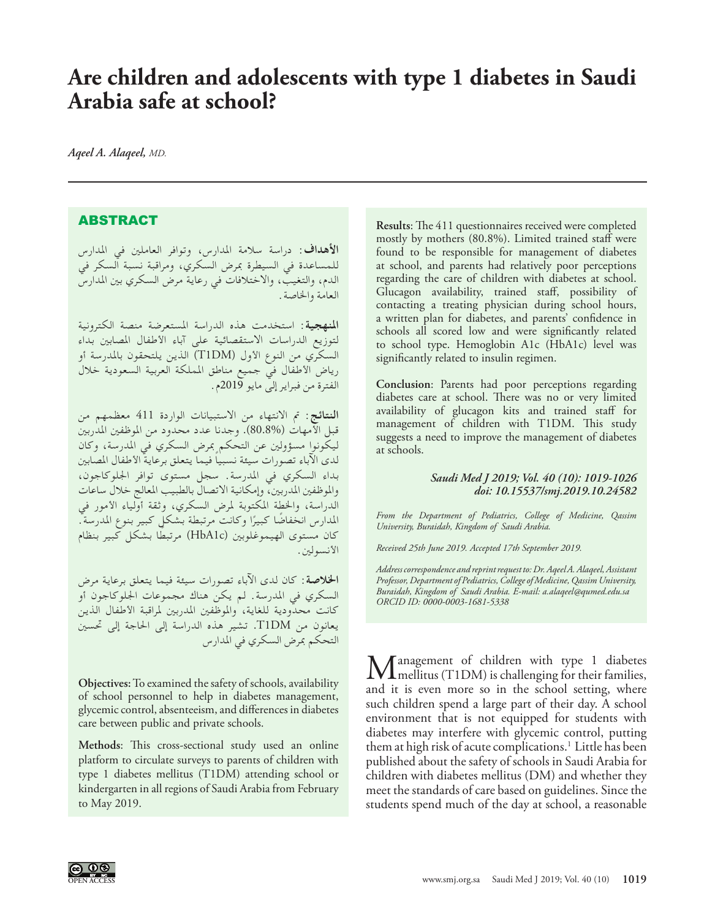# Are children and adolescents with type 1 diabetes in Saudi Arabia safe at school?

*Aqeel A. Alaqeel, MD.*

## ABSTRACT

**الأهداف:** دراسة سلامة المدارس، وتوافر العاملين في المدارس للمساعدة في السيطرة بمرض السكري، ومراقبة نسبة السكر في الدم، والتغيب، والاختلافات في رعاية مرض السكري بين المدارس العامة والخاصة.

**المنهجية:** استخدمت هذه الدراسة المستعرضة منصة الكترونية لتوزيع الدراسات الاستقصائية على آباء الأطفال المصابين بداء السكري من النوع الأول (T1DM) الذين يلتحقون بالمدرسة أو رياض الأطفال في جميع مناطق المملكة العربية السعودية خلال الفترة من فبراير إلى مايو 2019م.

**النتائج:** تم الانتهاء من الاستبيانات الواردة 411 معظمهم من قبل الأمهات (80.8%). وجدنا عدد محدود من الموظفين المدربين ليكونوا مسؤولين عن التحكم بمرض السكري في المدرسة، وكان لدى الآباء تصورات سيئة نسبياً فيما يتعلق برعاية الأطفال المصابين بداء السكري في المدرسة. سجل مستوى توافر الجلوكاجون، والموظفين المدربين، وإمكانية الاتصال بالطبيب المعالج خلال ساعات الدراسة، والخطة المكتوبة لمرض السكري، وثقة أولياء الأمور في المدارس انخفاضًا كبيرًا وكانت مرتبطة بشكل كبير بنوع المدرسة. كان مستوى الهيموغلوبين (HbA1c) مرتبطا بشكل كبير بنظام الأنسولين.

**الخلاصة:** كان لدى الآباء تصورات سيئة فيما يتعلق برعاية مرض السكري في المدرسة. لم يكن هناك مجموعات الجلوكاجون أو كانت محدودية للغاية، والموظفين المدربين لمراقبة الأطفال الذين يعانون من T1DM. تشير هذه الدراسة إلى الحاجة إلى تحسين التحكم بمرض السكري في المدارس

**Objectives:** To examined the safety of schools, availability of school personnel to help in diabetes management, glycemic control, absenteeism, and differences in diabetes care between public and private schools.

**Methods**: This cross-sectional study used an online platform to circulate surveys to parents of children with type 1 diabetes mellitus (T1DM) attending school or kindergarten in all regions of Saudi Arabia from February to May 2019.

**Results**: The 411 questionnaires received were completed mostly by mothers (80.8%). Limited trained staff were found to be responsible for management of diabetes at school, and parents had relatively poor perceptions regarding the care of children with diabetes at school. Glucagon availability, trained staff, possibility of contacting a treating physician during school hours, a written plan for diabetes, and parents' confidence in schools all scored low and were significantly related to school type. Hemoglobin A1c (HbA1c) level was significantly related to insulin regimen.

**Conclusion**: Parents had poor perceptions regarding diabetes care at school. There was no or very limited availability of glucagon kits and trained staff for management of children with T1DM. This study suggests a need to improve the management of diabetes at schools.

***Saudi Med J 2019; Vol. 40 (10): 1019-1026***
***doi: 10.15537/smj.2019.10.24582***

*From the Department of Pediatrics, College of Medicine, Qassim University, Buraidah, Kingdom of Saudi Arabia.*

*Received 25th June 2019. Accepted 17th September 2019.*

*Address correspondence and reprint request to: Dr. Aqeel A. Alaqeel, Assistant Professor, Department of Pediatrics, College of Medicine, Qassim University, Buraidah, Kingdom of Saudi Arabia. E-mail: a.alaqeel@qumed.edu.sa ORCID ID: 0000-0003-1681-5338*

Management of children with type 1 diabetes mellitus (T1DM) is challenging for their families, and it is even more so in the school setting, where such children spend a large part of their day. A school environment that is not equipped for students with diabetes may interfere with glycemic control, putting them at high risk of acute complications.[1] Little has been published about the safety of schools in Saudi Arabia for children with diabetes mellitus (DM) and whether they meet the standards of care based on guidelines. Since the students spend much of the day at school, a reasonable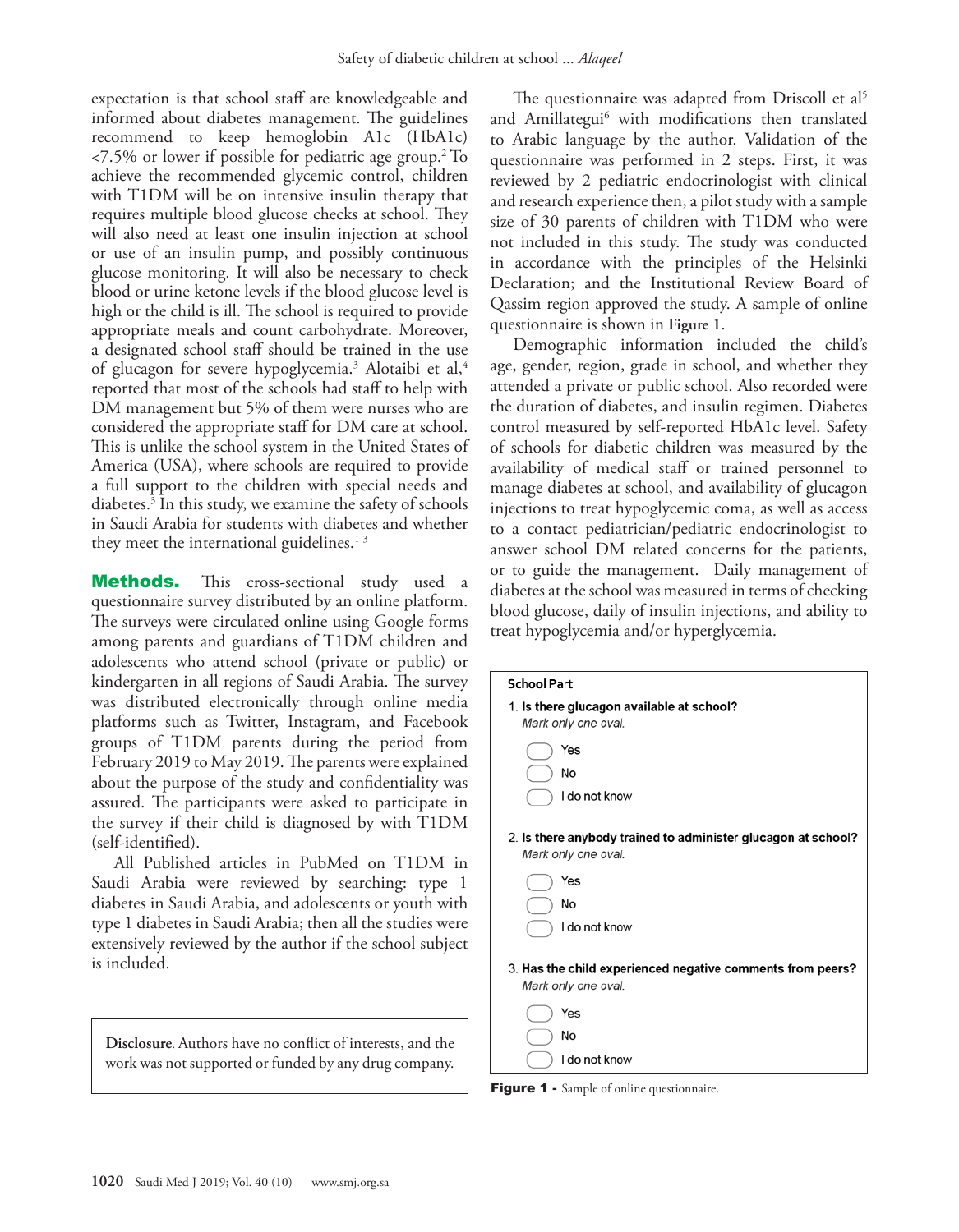expectation is that school staff are knowledgeable and informed about diabetes management. The guidelines recommend to keep hemoglobin A1c (HbA1c) <7.5% or lower if possible for pediatric age group.[2] To achieve the recommended glycemic control, children with T1DM will be on intensive insulin therapy that requires multiple blood glucose checks at school. They will also need at least one insulin injection at school or use of an insulin pump, and possibly continuous glucose monitoring. It will also be necessary to check blood or urine ketone levels if the blood glucose level is high or the child is ill. The school is required to provide appropriate meals and count carbohydrate. Moreover, a designated school staff should be trained in the use of glucagon for severe hypoglycemia.[3] Alotaibi et al,[4] reported that most of the schools had staff to help with DM management but 5% of them were nurses who are considered the appropriate staff for DM care at school. This is unlike the school system in the United States of America (USA), where schools are required to provide a full support to the children with special needs and diabetes.[3] In this study, we examine the safety of schools in Saudi Arabia for students with diabetes and whether they meet the international guidelines.[1-3]

**Methods.** This cross-sectional study used a questionnaire survey distributed by an online platform. The surveys were circulated online using Google forms among parents and guardians of T1DM children and adolescents who attend school (private or public) or kindergarten in all regions of Saudi Arabia. The survey was distributed electronically through online media platforms such as Twitter, Instagram, and Facebook groups of T1DM parents during the period from February 2019 to May 2019. The parents were explained about the purpose of the study and confidentiality was assured. The participants were asked to participate in the survey if their child is diagnosed by with T1DM (self-identified).

All Published articles in PubMed on T1DM in Saudi Arabia were reviewed by searching: type 1 diabetes in Saudi Arabia, and adolescents or youth with type 1 diabetes in Saudi Arabia; then all the studies were extensively reviewed by the author if the school subject is included.

**Disclosure**. Authors have no conflict of interests, and the work was not supported or funded by any drug company.

The questionnaire was adapted from Driscoll et al[5] and Amillategui[6] with modifications then translated to Arabic language by the author. Validation of the questionnaire was performed in 2 steps. First, it was reviewed by 2 pediatric endocrinologist with clinical and research experience then, a pilot study with a sample size of 30 parents of children with T1DM who were not included in this study. The study was conducted in accordance with the principles of the Helsinki Declaration; and the Institutional Review Board of Qassim region approved the study. A sample of online questionnaire is shown in **Figure 1**.

Demographic information included the child's age, gender, region, grade in school, and whether they attended a private or public school. Also recorded were the duration of diabetes, and insulin regimen. Diabetes control measured by self-reported HbA1c level. Safety of schools for diabetic children was measured by the availability of medical staff or trained personnel to manage diabetes at school, and availability of glucagon injections to treat hypoglycemic coma, as well as access to a contact pediatrician/pediatric endocrinologist to answer school DM related concerns for the patients, or to guide the management. Daily management of diabetes at the school was measured in terms of checking blood glucose, daily of insulin injections, and ability to treat hypoglycemia and/or hyperglycemia.

**School Part**

1. **Is there glucagon available at school?**
   *Mark only one oval.*
   - Yes
   - No
   - I do not know

2. **Is there anybody trained to administer glucagon at school?**
   *Mark only one oval.*
   - Yes
   - No
   - I do not know

3. **Has the child experienced negative comments from peers?**
   *Mark only one oval.*
   - Yes
   - No
   - I do not know

**Figure 1** - Sample of online questionnaire.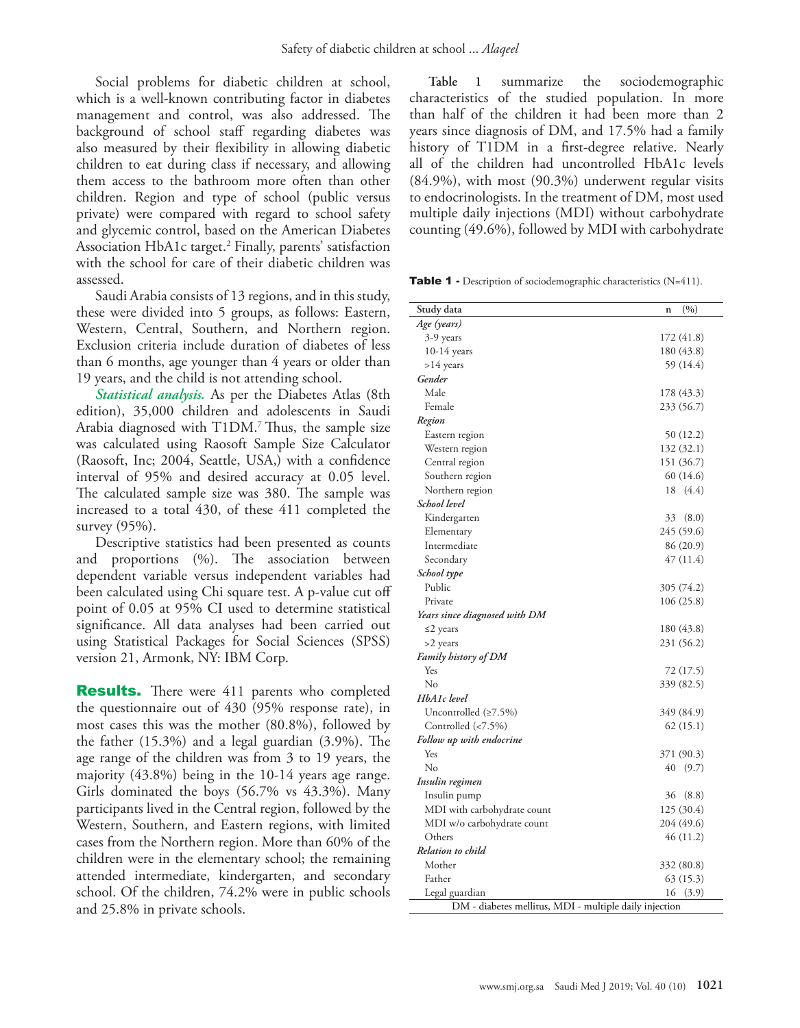Social problems for diabetic children at school, which is a well-known contributing factor in diabetes management and control, was also addressed. The background of school staff regarding diabetes was also measured by their flexibility in allowing diabetic children to eat during class if necessary, and allowing them access to the bathroom more often than other children. Region and type of school (public versus private) were compared with regard to school safety and glycemic control, based on the American Diabetes Association HbA1c target.[2] Finally, parents' satisfaction with the school for care of their diabetic children was assessed.

Saudi Arabia consists of 13 regions, and in this study, these were divided into 5 groups, as follows: Eastern, Western, Central, Southern, and Northern region. Exclusion criteria include duration of diabetes of less than 6 months, age younger than 4 years or older than 19 years, and the child is not attending school.

***Statistical analysis.*** As per the Diabetes Atlas (8th edition), 35,000 children and adolescents in Saudi Arabia diagnosed with T1DM.[7] Thus, the sample size was calculated using Raosoft Sample Size Calculator (Raosoft, Inc; 2004, Seattle, USA,) with a confidence interval of 95% and desired accuracy at 0.05 level. The calculated sample size was 380. The sample was increased to a total 430, of these 411 completed the survey (95%).

Descriptive statistics had been presented as counts and proportions (%). The association between dependent variable versus independent variables had been calculated using Chi square test. A p-value cut off point of 0.05 at 95% CI used to determine statistical significance. All data analyses had been carried out using Statistical Packages for Social Sciences (SPSS) version 21, Armonk, NY: IBM Corp.

**Results.** There were 411 parents who completed the questionnaire out of 430 (95% response rate), in most cases this was the mother (80.8%), followed by the father (15.3%) and a legal guardian (3.9%). The age range of the children was from 3 to 19 years, the majority (43.8%) being in the 10-14 years age range. Girls dominated the boys (56.7% vs 43.3%). Many participants lived in the Central region, followed by the Western, Southern, and Eastern regions, with limited cases from the Northern region. More than 60% of the children were in the elementary school; the remaining attended intermediate, kindergarten, and secondary school. Of the children, 74.2% were in public schools and 25.8% in private schools.

**Table 1** summarize the sociodemographic characteristics of the studied population. In more than half of the children it had been more than 2 years since diagnosis of DM, and 17.5% had a family history of T1DM in a first-degree relative. Nearly all of the children had uncontrolled HbA1c levels (84.9%), with most (90.3%) underwent regular visits to endocrinologists. In the treatment of DM, most used multiple daily injections (MDI) without carbohydrate counting (49.6%), followed by MDI with carbohydrate

**Table 1** - Description of sociodemographic characteristics (N=411).

| Study data | n (%) |
|---|---|
| *Age (years)* | |
| 3-9 years | 172 (41.8) |
| 10-14 years | 180 (43.8) |
| >14 years | 59 (14.4) |
| *Gender* | |
| Male | 178 (43.3) |
| Female | 233 (56.7) |
| *Region* | |
| Eastern region | 50 (12.2) |
| Western region | 132 (32.1) |
| Central region | 151 (36.7) |
| Southern region | 60 (14.6) |
| Northern region | 18 (4.4) |
| *School level* | |
| Kindergarten | 33 (8.0) |
| Elementary | 245 (59.6) |
| Intermediate | 86 (20.9) |
| Secondary | 47 (11.4) |
| *School type* | |
| Public | 305 (74.2) |
| Private | 106 (25.8) |
| *Years since diagnosed with DM* | |
| ≤2 years | 180 (43.8) |
| >2 years | 231 (56.2) |
| *Family history of DM* | |
| Yes | 72 (17.5) |
| No | 339 (82.5) |
| *HbA1c level* | |
| Uncontrolled (≥7.5%) | 349 (84.9) |
| Controlled (<7.5%) | 62 (15.1) |
| *Follow up with endocrine* | |
| Yes | 371 (90.3) |
| No | 40 (9.7) |
| *Insulin regimen* | |
| Insulin pump | 36 (8.8) |
| MDI with carbohydrate count | 125 (30.4) |
| MDI w/o carbohydrate count | 204 (49.6) |
| Others | 46 (11.2) |
| *Relation to child* | |
| Mother | 332 (80.8) |
| Father | 63 (15.3) |
| Legal guardian | 16 (3.9) |

DM - diabetes mellitus, MDI - multiple daily injection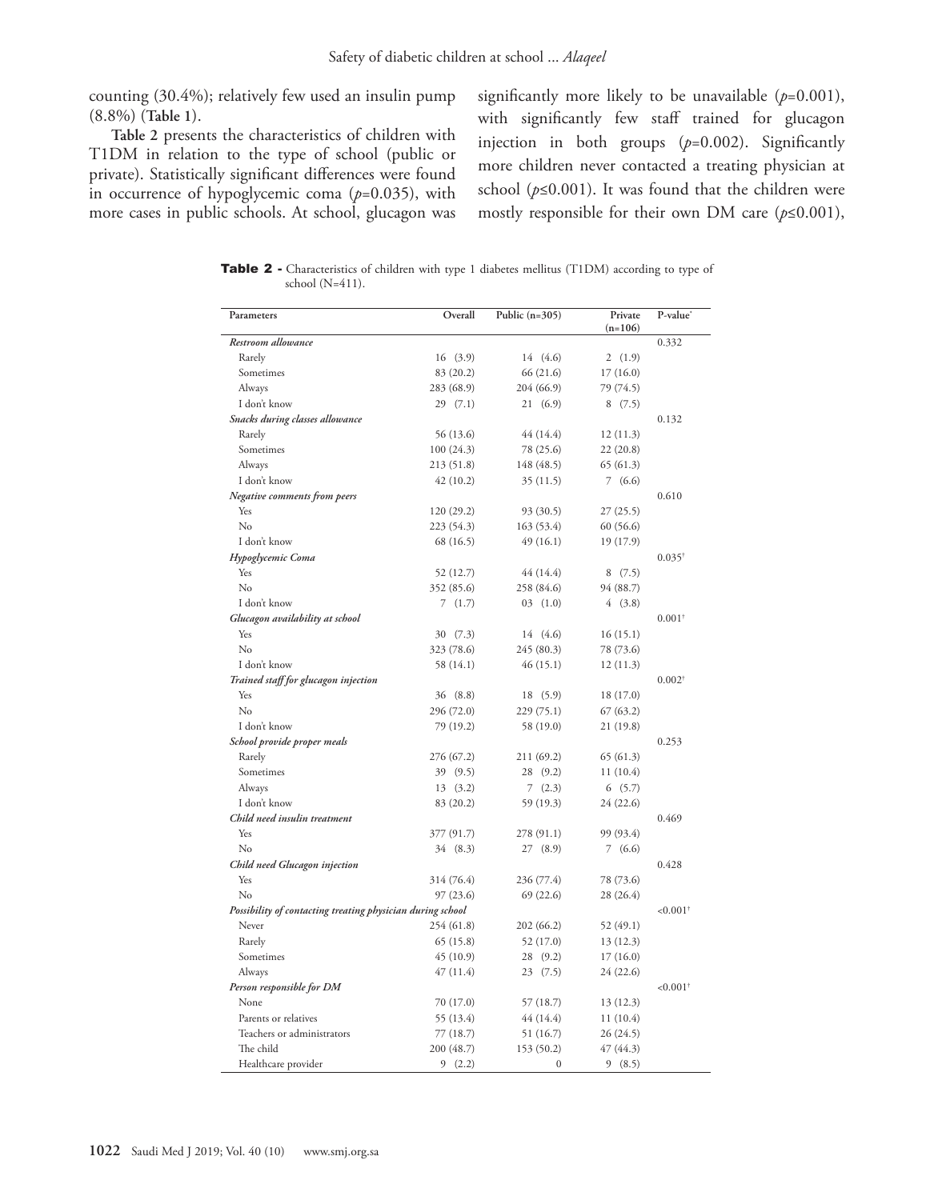counting (30.4%); relatively few used an insulin pump (8.8%) (**Table 1**).

**Table 2** presents the characteristics of children with T1DM in relation to the type of school (public or private). Statistically significant differences were found in occurrence of hypoglycemic coma ($p$=0.035), with more cases in public schools. At school, glucagon was significantly more likely to be unavailable ($p$=0.001), with significantly few staff trained for glucagon injection in both groups ($p$=0.002). Significantly more children never contacted a treating physician at school ($p$≤0.001). It was found that the children were mostly responsible for their own DM care ($p$≤0.001),

**Table 2 -** Characteristics of children with type 1 diabetes mellitus (T1DM) according to type of school (N=411).

| Parameters | Overall | Public (n=305) | Private (n=106) | P-value* |
|---|---|---|---|---|
| *Restroom allowance* | | | | 0.332 |
| Rarely | 16 (3.9) | 14 (4.6) | 2 (1.9) | |
| Sometimes | 83 (20.2) | 66 (21.6) | 17 (16.0) | |
| Always | 283 (68.9) | 204 (66.9) | 79 (74.5) | |
| I don't know | 29 (7.1) | 21 (6.9) | 8 (7.5) | |
| *Snacks during classes allowance* | | | | 0.132 |
| Rarely | 56 (13.6) | 44 (14.4) | 12 (11.3) | |
| Sometimes | 100 (24.3) | 78 (25.6) | 22 (20.8) | |
| Always | 213 (51.8) | 148 (48.5) | 65 (61.3) | |
| I don't know | 42 (10.2) | 35 (11.5) | 7 (6.6) | |
| *Negative comments from peers* | | | | 0.610 |
| Yes | 120 (29.2) | 93 (30.5) | 27 (25.5) | |
| No | 223 (54.3) | 163 (53.4) | 60 (56.6) | |
| I don't know | 68 (16.5) | 49 (16.1) | 19 (17.9) | |
| *Hypoglycemic Coma* | | | | 0.035† |
| Yes | 52 (12.7) | 44 (14.4) | 8 (7.5) | |
| No | 352 (85.6) | 258 (84.6) | 94 (88.7) | |
| I don't know | 7 (1.7) | 03 (1.0) | 4 (3.8) | |
| *Glucagon availability at school* | | | | 0.001† |
| Yes | 30 (7.3) | 14 (4.6) | 16 (15.1) | |
| No | 323 (78.6) | 245 (80.3) | 78 (73.6) | |
| I don't know | 58 (14.1) | 46 (15.1) | 12 (11.3) | |
| *Trained staff for glucagon injection* | | | | 0.002† |
| Yes | 36 (8.8) | 18 (5.9) | 18 (17.0) | |
| No | 296 (72.0) | 229 (75.1) | 67 (63.2) | |
| I don't know | 79 (19.2) | 58 (19.0) | 21 (19.8) | |
| *School provide proper meals* | | | | 0.253 |
| Rarely | 276 (67.2) | 211 (69.2) | 65 (61.3) | |
| Sometimes | 39 (9.5) | 28 (9.2) | 11 (10.4) | |
| Always | 13 (3.2) | 7 (2.3) | 6 (5.7) | |
| I don't know | 83 (20.2) | 59 (19.3) | 24 (22.6) | |
| *Child need insulin treatment* | | | | 0.469 |
| Yes | 377 (91.7) | 278 (91.1) | 99 (93.4) | |
| No | 34 (8.3) | 27 (8.9) | 7 (6.6) | |
| *Child need Glucagon injection* | | | | 0.428 |
| Yes | 314 (76.4) | 236 (77.4) | 78 (73.6) | |
| No | 97 (23.6) | 69 (22.6) | 28 (26.4) | |
| *Possibility of contacting treating physician during school* | | | | <0.001† |
| Never | 254 (61.8) | 202 (66.2) | 52 (49.1) | |
| Rarely | 65 (15.8) | 52 (17.0) | 13 (12.3) | |
| Sometimes | 45 (10.9) | 28 (9.2) | 17 (16.0) | |
| Always | 47 (11.4) | 23 (7.5) | 24 (22.6) | |
| *Person responsible for DM* | | | | <0.001† |
| None | 70 (17.0) | 57 (18.7) | 13 (12.3) | |
| Parents or relatives | 55 (13.4) | 44 (14.4) | 11 (10.4) | |
| Teachers or administrators | 77 (18.7) | 51 (16.7) | 26 (24.5) | |
| The child | 200 (48.7) | 153 (50.2) | 47 (44.3) | |
| Healthcare provider | 9 (2.2) | 0 | 9 (8.5) | |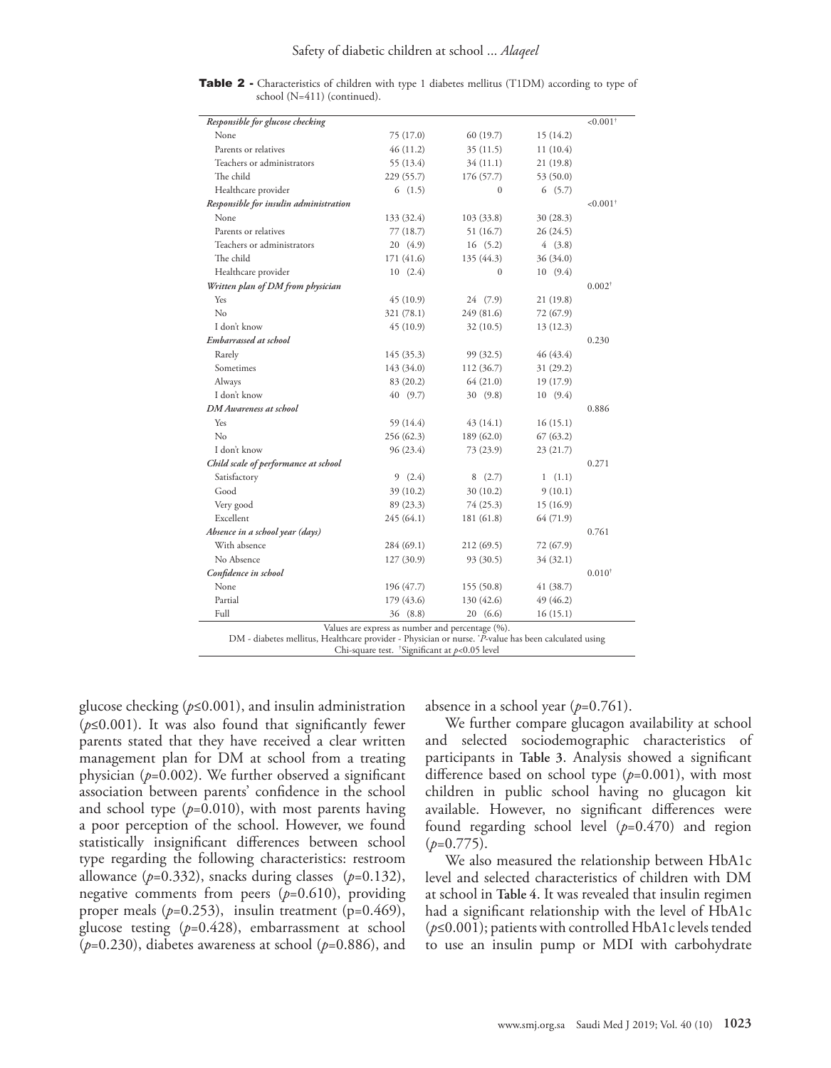**Table 2 -** Characteristics of children with type 1 diabetes mellitus (T1DM) according to type of school (N=411) (continued).

| | | | | |
|---|---|---|---|---|
| ***Responsible for glucose checking*** | | | | <0.001† |
| None | 75 (17.0) | 60 (19.7) | 15 (14.2) | |
| Parents or relatives | 46 (11.2) | 35 (11.5) | 11 (10.4) | |
| Teachers or administrators | 55 (13.4) | 34 (11.1) | 21 (19.8) | |
| The child | 229 (55.7) | 176 (57.7) | 53 (50.0) | |
| Healthcare provider | 6 (1.5) | 0 | 6 (5.7) | |
| ***Responsible for insulin administration*** | | | | <0.001† |
| None | 133 (32.4) | 103 (33.8) | 30 (28.3) | |
| Parents or relatives | 77 (18.7) | 51 (16.7) | 26 (24.5) | |
| Teachers or administrators | 20 (4.9) | 16 (5.2) | 4 (3.8) | |
| The child | 171 (41.6) | 135 (44.3) | 36 (34.0) | |
| Healthcare provider | 10 (2.4) | 0 | 10 (9.4) | |
| ***Written plan of DM from physician*** | | | | 0.002† |
| Yes | 45 (10.9) | 24 (7.9) | 21 (19.8) | |
| No | 321 (78.1) | 249 (81.6) | 72 (67.9) | |
| I don't know | 45 (10.9) | 32 (10.5) | 13 (12.3) | |
| ***Embarrassed at school*** | | | | 0.230 |
| Rarely | 145 (35.3) | 99 (32.5) | 46 (43.4) | |
| Sometimes | 143 (34.0) | 112 (36.7) | 31 (29.2) | |
| Always | 83 (20.2) | 64 (21.0) | 19 (17.9) | |
| I don't know | 40 (9.7) | 30 (9.8) | 10 (9.4) | |
| ***DM Awareness at school*** | | | | 0.886 |
| Yes | 59 (14.4) | 43 (14.1) | 16 (15.1) | |
| No | 256 (62.3) | 189 (62.0) | 67 (63.2) | |
| I don't know | 96 (23.4) | 73 (23.9) | 23 (21.7) | |
| ***Child scale of performance at school*** | | | | 0.271 |
| Satisfactory | 9 (2.4) | 8 (2.7) | 1 (1.1) | |
| Good | 39 (10.2) | 30 (10.2) | 9 (10.1) | |
| Very good | 89 (23.3) | 74 (25.3) | 15 (16.9) | |
| Excellent | 245 (64.1) | 181 (61.8) | 64 (71.9) | |
| ***Absence in a school year (days)*** | | | | 0.761 |
| With absence | 284 (69.1) | 212 (69.5) | 72 (67.9) | |
| No Absence | 127 (30.9) | 93 (30.5) | 34 (32.1) | |
| ***Confidence in school*** | | | | 0.010† |
| None | 196 (47.7) | 155 (50.8) | 41 (38.7) | |
| Partial | 179 (43.6) | 130 (42.6) | 49 (46.2) | |
| Full | 36 (8.8) | 20 (6.6) | 16 (15.1) | |

Values are express as number and percentage (%).
DM - diabetes mellitus, Healthcare provider - Physician or nurse. *P-value has been calculated using Chi-square test. †Significant at $p<0.05$ level

glucose checking ($p \le 0.001$), and insulin administration ($p \le 0.001$). It was also found that significantly fewer parents stated that they have received a clear written management plan for DM at school from a treating physician ($p=0.002$). We further observed a significant association between parents' confidence in the school and school type ($p=0.010$), with most parents having a poor perception of the school. However, we found statistically insignificant differences between school type regarding the following characteristics: restroom allowance ($p=0.332$), snacks during classes ($p=0.132$), negative comments from peers ($p=0.610$), providing proper meals ($p=0.253$), insulin treatment ($p=0.469$), glucose testing ($p=0.428$), embarrassment at school ($p=0.230$), diabetes awareness at school ($p=0.886$), and absence in a school year ($p=0.761$).

We further compare glucagon availability at school and selected sociodemographic characteristics of participants in **Table 3**. Analysis showed a significant difference based on school type ($p=0.001$), with most children in public school having no glucagon kit available. However, no significant differences were found regarding school level ($p=0.470$) and region ($p=0.775$).

We also measured the relationship between HbA1c level and selected characteristics of children with DM at school in **Table 4**. It was revealed that insulin regimen had a significant relationship with the level of HbA1c ($p \le 0.001$); patients with controlled HbA1c levels tended to use an insulin pump or MDI with carbohydrate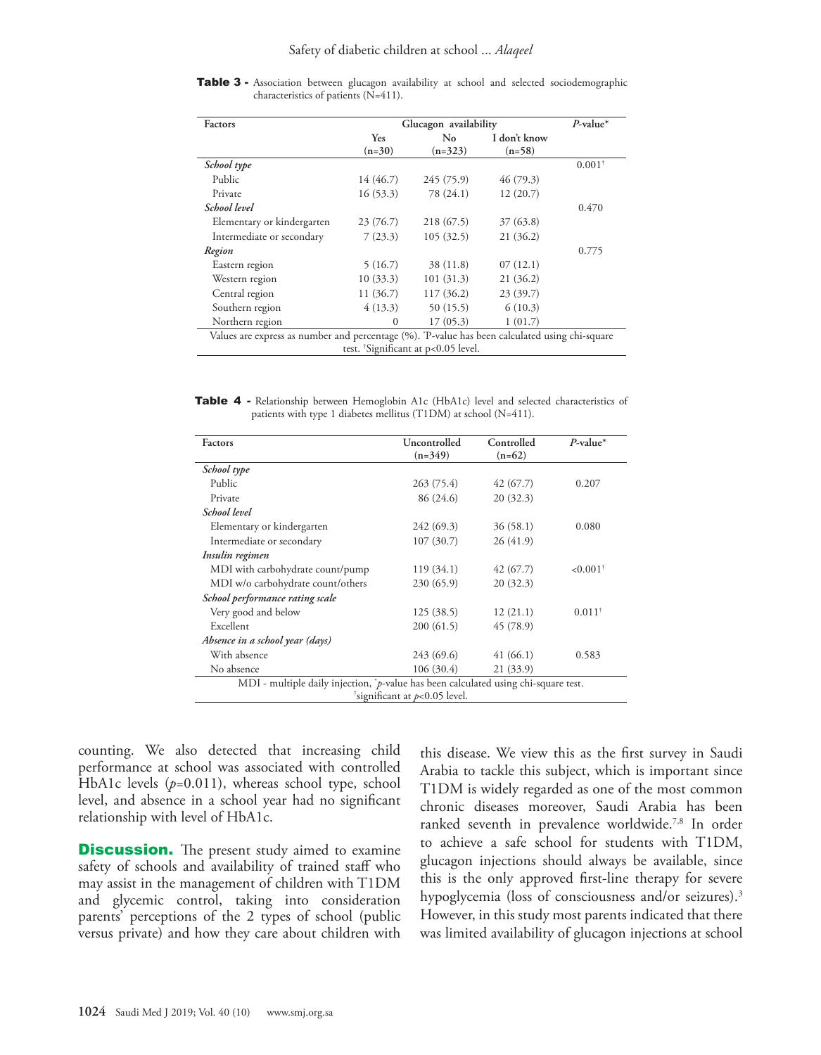**Table 3 -** Association between glucagon availability at school and selected sociodemographic characteristics of patients (N=411).

| Factors | Glucagon availability | | | *P*-value* |
|---|---|---|---|---|
| | Yes (n=30) | No (n=323) | I don't know (n=58) | |
| *School type* | | | | 0.001† |
| Public | 14 (46.7) | 245 (75.9) | 46 (79.3) | |
| Private | 16 (53.3) | 78 (24.1) | 12 (20.7) | |
| *School level* | | | | 0.470 |
| Elementary or kindergarten | 23 (76.7) | 218 (67.5) | 37 (63.8) | |
| Intermediate or secondary | 7 (23.3) | 105 (32.5) | 21 (36.2) | |
| *Region* | | | | 0.775 |
| Eastern region | 5 (16.7) | 38 (11.8) | 07 (12.1) | |
| Western region | 10 (33.3) | 101 (31.3) | 21 (36.2) | |
| Central region | 11 (36.7) | 117 (36.2) | 23 (39.7) | |
| Southern region | 4 (13.3) | 50 (15.5) | 6 (10.3) | |
| Northern region | 0 | 17 (05.3) | 1 (01.7) | |

Values are express as number and percentage (%). *P-value has been calculated using chi-square test. †Significant at p<0.05 level.

**Table 4 -** Relationship between Hemoglobin A1c (HbA1c) level and selected characteristics of patients with type 1 diabetes mellitus (T1DM) at school (N=411).

| Factors | Uncontrolled (n=349) | Controlled (n=62) | *P*-value* |
|---|---|---|---|
| *School type* | | | |
| Public | 263 (75.4) | 42 (67.7) | 0.207 |
| Private | 86 (24.6) | 20 (32.3) | |
| *School level* | | | |
| Elementary or kindergarten | 242 (69.3) | 36 (58.1) | 0.080 |
| Intermediate or secondary | 107 (30.7) | 26 (41.9) | |
| *Insulin regimen* | | | |
| MDI with carbohydrate count/pump | 119 (34.1) | 42 (67.7) | <0.001† |
| MDI w/o carbohydrate count/others | 230 (65.9) | 20 (32.3) | |
| *School performance rating scale* | | | |
| Very good and below | 125 (38.5) | 12 (21.1) | 0.011† |
| Excellent | 200 (61.5) | 45 (78.9) | |
| *Absence in a school year (days)* | | | |
| With absence | 243 (69.6) | 41 (66.1) | 0.583 |
| No absence | 106 (30.4) | 21 (33.9) | |

MDI - multiple daily injection, **p*-value has been calculated using chi-square test. †significant at *p*<0.05 level.

counting. We also detected that increasing child performance at school was associated with controlled HbA1c levels ($p$=0.011), whereas school type, school level, and absence in a school year had no significant relationship with level of HbA1c.

**Discussion.** The present study aimed to examine safety of schools and availability of trained staff who may assist in the management of children with T1DM and glycemic control, taking into consideration parents' perceptions of the 2 types of school (public versus private) and how they care about children with this disease. We view this as the first survey in Saudi Arabia to tackle this subject, which is important since T1DM is widely regarded as one of the most common chronic diseases moreover, Saudi Arabia has been ranked seventh in prevalence worldwide.[7,8] In order to achieve a safe school for students with T1DM, glucagon injections should always be available, since this is the only approved first-line therapy for severe hypoglycemia (loss of consciousness and/or seizures).[3] However, in this study most parents indicated that there was limited availability of glucagon injections at school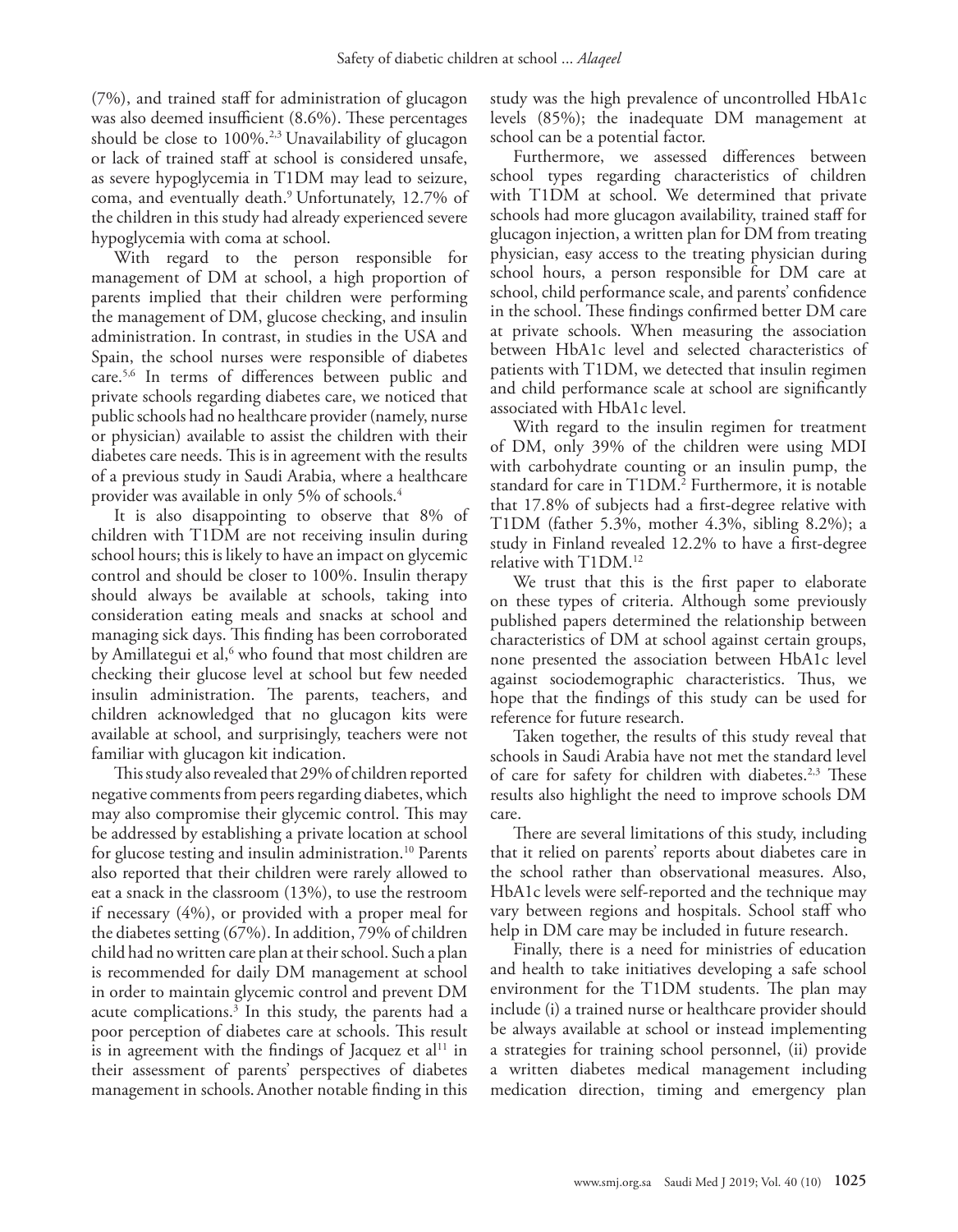(7%), and trained staff for administration of glucagon was also deemed insufficient (8.6%). These percentages should be close to 100%.[2,3] Unavailability of glucagon or lack of trained staff at school is considered unsafe, as severe hypoglycemia in T1DM may lead to seizure, coma, and eventually death.[9] Unfortunately, 12.7% of the children in this study had already experienced severe hypoglycemia with coma at school.

With regard to the person responsible for management of DM at school, a high proportion of parents implied that their children were performing the management of DM, glucose checking, and insulin administration. In contrast, in studies in the USA and Spain, the school nurses were responsible of diabetes care.[5,6] In terms of differences between public and private schools regarding diabetes care, we noticed that public schools had no healthcare provider (namely, nurse or physician) available to assist the children with their diabetes care needs. This is in agreement with the results of a previous study in Saudi Arabia, where a healthcare provider was available in only 5% of schools.[4]

It is also disappointing to observe that 8% of children with T1DM are not receiving insulin during school hours; this is likely to have an impact on glycemic control and should be closer to 100%. Insulin therapy should always be available at schools, taking into consideration eating meals and snacks at school and managing sick days. This finding has been corroborated by Amillategui et al,[6] who found that most children are checking their glucose level at school but few needed insulin administration. The parents, teachers, and children acknowledged that no glucagon kits were available at school, and surprisingly, teachers were not familiar with glucagon kit indication.

This study also revealed that 29% of children reported negative comments from peers regarding diabetes, which may also compromise their glycemic control. This may be addressed by establishing a private location at school for glucose testing and insulin administration.[10] Parents also reported that their children were rarely allowed to eat a snack in the classroom (13%), to use the restroom if necessary (4%), or provided with a proper meal for the diabetes setting (67%). In addition, 79% of children child had no written care plan at their school. Such a plan is recommended for daily DM management at school in order to maintain glycemic control and prevent DM acute complications.[3] In this study, the parents had a poor perception of diabetes care at schools. This result is in agreement with the findings of Jacquez et al[11] in their assessment of parents' perspectives of diabetes management in schools. Another notable finding in this study was the high prevalence of uncontrolled HbA1c levels (85%); the inadequate DM management at school can be a potential factor.

Furthermore, we assessed differences between school types regarding characteristics of children with T1DM at school. We determined that private schools had more glucagon availability, trained staff for glucagon injection, a written plan for DM from treating physician, easy access to the treating physician during school hours, a person responsible for DM care at school, child performance scale, and parents' confidence in the school. These findings confirmed better DM care at private schools. When measuring the association between HbA1c level and selected characteristics of patients with T1DM, we detected that insulin regimen and child performance scale at school are significantly associated with HbA1c level.

With regard to the insulin regimen for treatment of DM, only 39% of the children were using MDI with carbohydrate counting or an insulin pump, the standard for care in T1DM.[2] Furthermore, it is notable that 17.8% of subjects had a first-degree relative with T1DM (father 5.3%, mother 4.3%, sibling 8.2%); a study in Finland revealed 12.2% to have a first-degree relative with T1DM.[12]

We trust that this is the first paper to elaborate on these types of criteria. Although some previously published papers determined the relationship between characteristics of DM at school against certain groups, none presented the association between HbA1c level against sociodemographic characteristics. Thus, we hope that the findings of this study can be used for reference for future research.

Taken together, the results of this study reveal that schools in Saudi Arabia have not met the standard level of care for safety for children with diabetes.[2,3] These results also highlight the need to improve schools DM care.

There are several limitations of this study, including that it relied on parents' reports about diabetes care in the school rather than observational measures. Also, HbA1c levels were self-reported and the technique may vary between regions and hospitals. School staff who help in DM care may be included in future research.

Finally, there is a need for ministries of education and health to take initiatives developing a safe school environment for the T1DM students. The plan may include (i) a trained nurse or healthcare provider should be always available at school or instead implementing a strategies for training school personnel, (ii) provide a written diabetes medical management including medication direction, timing and emergency plan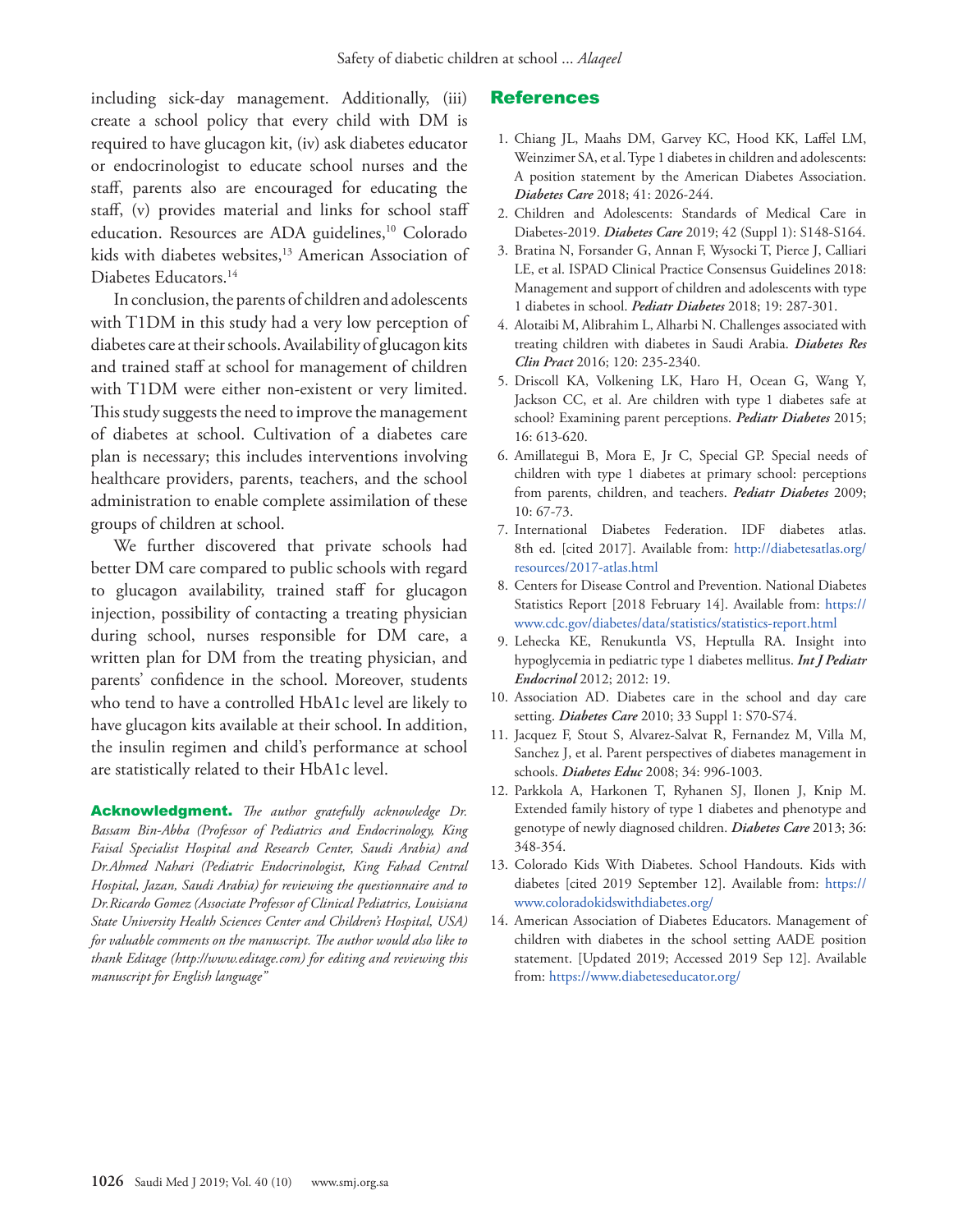including sick-day management. Additionally, (iii) create a school policy that every child with DM is required to have glucagon kit, (iv) ask diabetes educator or endocrinologist to educate school nurses and the staff, parents also are encouraged for educating the staff, (v) provides material and links for school staff education. Resources are ADA guidelines,[10] Colorado kids with diabetes websites,[13] American Association of Diabetes Educators.[14]

In conclusion, the parents of children and adolescents with T1DM in this study had a very low perception of diabetes care at their schools. Availability of glucagon kits and trained staff at school for management of children with T1DM were either non-existent or very limited. This study suggests the need to improve the management of diabetes at school. Cultivation of a diabetes care plan is necessary; this includes interventions involving healthcare providers, parents, teachers, and the school administration to enable complete assimilation of these groups of children at school.

We further discovered that private schools had better DM care compared to public schools with regard to glucagon availability, trained staff for glucagon injection, possibility of contacting a treating physician during school, nurses responsible for DM care, a written plan for DM from the treating physician, and parents' confidence in the school. Moreover, students who tend to have a controlled HbA1c level are likely to have glucagon kits available at their school. In addition, the insulin regimen and child's performance at school are statistically related to their HbA1c level.

**Acknowledgment.** *The author gratefully acknowledge Dr. Bassam Bin-Abba (Professor of Pediatrics and Endocrinology, King Faisal Specialist Hospital and Research Center, Saudi Arabia) and Dr.Ahmed Nahari (Pediatric Endocrinologist, King Fahad Central Hospital, Jazan, Saudi Arabia) for reviewing the questionnaire and to Dr.Ricardo Gomez (Associate Professor of Clinical Pediatrics, Louisiana State University Health Sciences Center and Children's Hospital, USA) for valuable comments on the manuscript. The author would also like to thank Editage (http://www.editage.com) for editing and reviewing this manuscript for English language"*

## References

1. Chiang JL, Maahs DM, Garvey KC, Hood KK, Laffel LM, Weinzimer SA, et al. Type 1 diabetes in children and adolescents: A position statement by the American Diabetes Association. ***Diabetes Care*** 2018; 41: 2026-244.
2. Children and Adolescents: Standards of Medical Care in Diabetes-2019. ***Diabetes Care*** 2019; 42 (Suppl 1): S148-S164.
3. Bratina N, Forsander G, Annan F, Wysocki T, Pierce J, Calliari LE, et al. ISPAD Clinical Practice Consensus Guidelines 2018: Management and support of children and adolescents with type 1 diabetes in school. ***Pediatr Diabetes*** 2018; 19: 287-301.
4. Alotaibi M, Alibrahim L, Alharbi N. Challenges associated with treating children with diabetes in Saudi Arabia. ***Diabetes Res Clin Pract*** 2016; 120: 235-2340.
5. Driscoll KA, Volkening LK, Haro H, Ocean G, Wang Y, Jackson CC, et al. Are children with type 1 diabetes safe at school? Examining parent perceptions. ***Pediatr Diabetes*** 2015; 16: 613-620.
6. Amillategui B, Mora E, Jr C, Special GP. Special needs of children with type 1 diabetes at primary school: perceptions from parents, children, and teachers. ***Pediatr Diabetes*** 2009; 10: 67-73.
7. International Diabetes Federation. IDF diabetes atlas. 8th ed. [cited 2017]. Available from: http://diabetesatlas.org/resources/2017-atlas.html
8. Centers for Disease Control and Prevention. National Diabetes Statistics Report [2018 February 14]. Available from: https://www.cdc.gov/diabetes/data/statistics/statistics-report.html
9. Lehecka KE, Renukuntla VS, Heptulla RA. Insight into hypoglycemia in pediatric type 1 diabetes mellitus. ***Int J Pediatr Endocrinol*** 2012; 2012: 19.
10. Association AD. Diabetes care in the school and day care setting. ***Diabetes Care*** 2010; 33 Suppl 1: S70-S74.
11. Jacquez F, Stout S, Alvarez-Salvat R, Fernandez M, Villa M, Sanchez J, et al. Parent perspectives of diabetes management in schools. ***Diabetes Educ*** 2008; 34: 996-1003.
12. Parkkola A, Harkonen T, Ryhanen SJ, Ilonen J, Knip M. Extended family history of type 1 diabetes and phenotype and genotype of newly diagnosed children. ***Diabetes Care*** 2013; 36: 348-354.
13. Colorado Kids With Diabetes. School Handouts. Kids with diabetes [cited 2019 September 12]. Available from: https://www.coloradokidswithdiabetes.org/
14. American Association of Diabetes Educators. Management of children with diabetes in the school setting AADE position statement. [Updated 2019; Accessed 2019 Sep 12]. Available from: https://www.diabeteseducator.org/